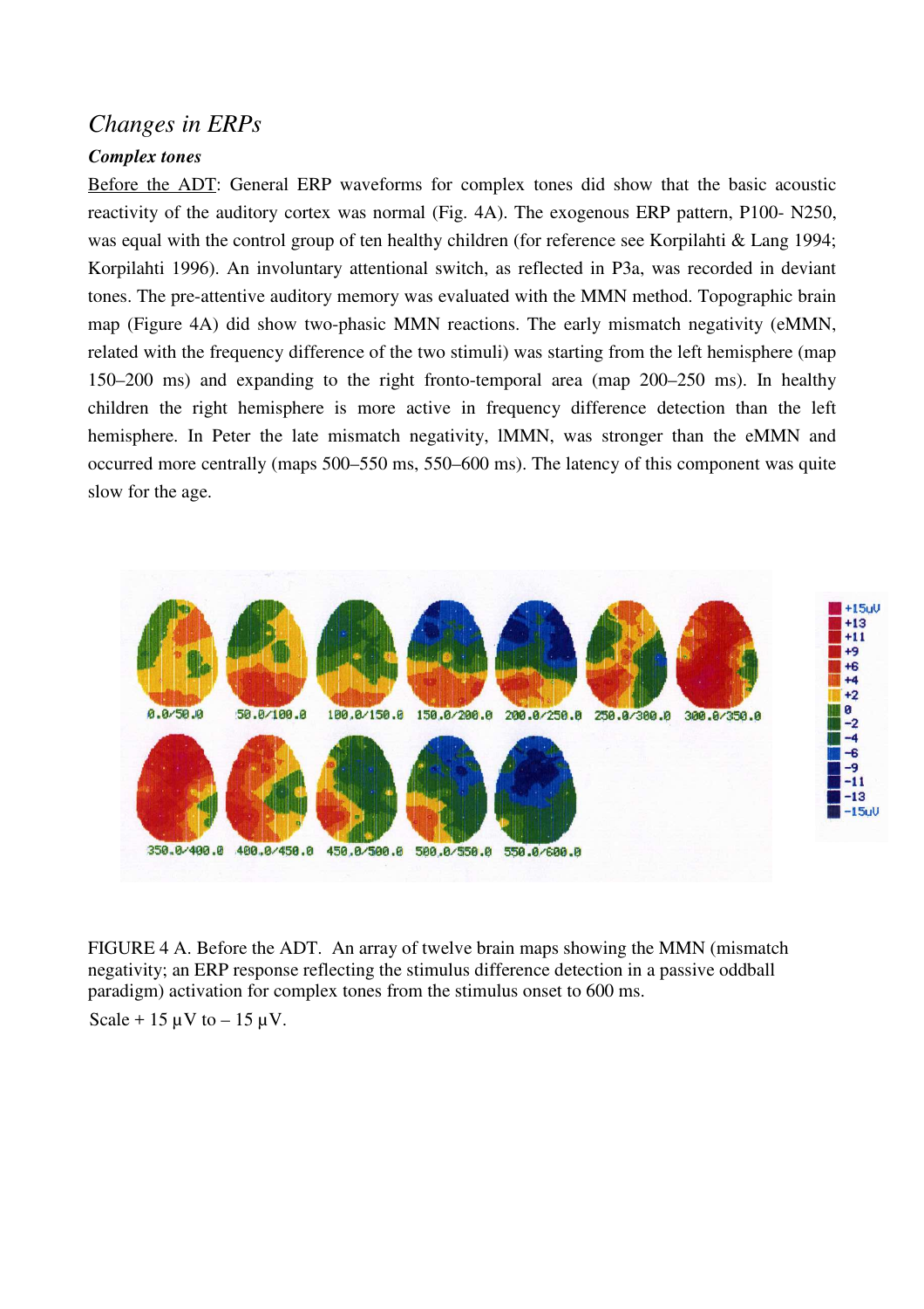## *Changes in ERPs*

### ***Complex tones***

Before the ADT: General ERP waveforms for complex tones did show that the basic acoustic reactivity of the auditory cortex was normal (Fig. 4A). The exogenous ERP pattern, P100- N250, was equal with the control group of ten healthy children (for reference see Korpilahti & Lang 1994; Korpilahti 1996). An involuntary attentional switch, as reflected in P3a, was recorded in deviant tones. The pre-attentive auditory memory was evaluated with the MMN method. Topographic brain map (Figure 4A) did show two-phasic MMN reactions. The early mismatch negativity (eMMN, related with the frequency difference of the two stimuli) was starting from the left hemisphere (map 150–200 ms) and expanding to the right fronto-temporal area (map 200–250 ms). In healthy children the right hemisphere is more active in frequency difference detection than the left hemisphere. In Peter the late mismatch negativity, lMMN, was stronger than the eMMN and occurred more centrally (maps 500–550 ms, 550–600 ms). The latency of this component was quite slow for the age.

FIGURE 4 A. Before the ADT. An array of twelve brain maps showing the MMN (mismatch negativity; an ERP response reflecting the stimulus difference detection in a passive oddball paradigm) activation for complex tones from the stimulus onset to 600 ms.

Scale + 15 μV to – 15 μV.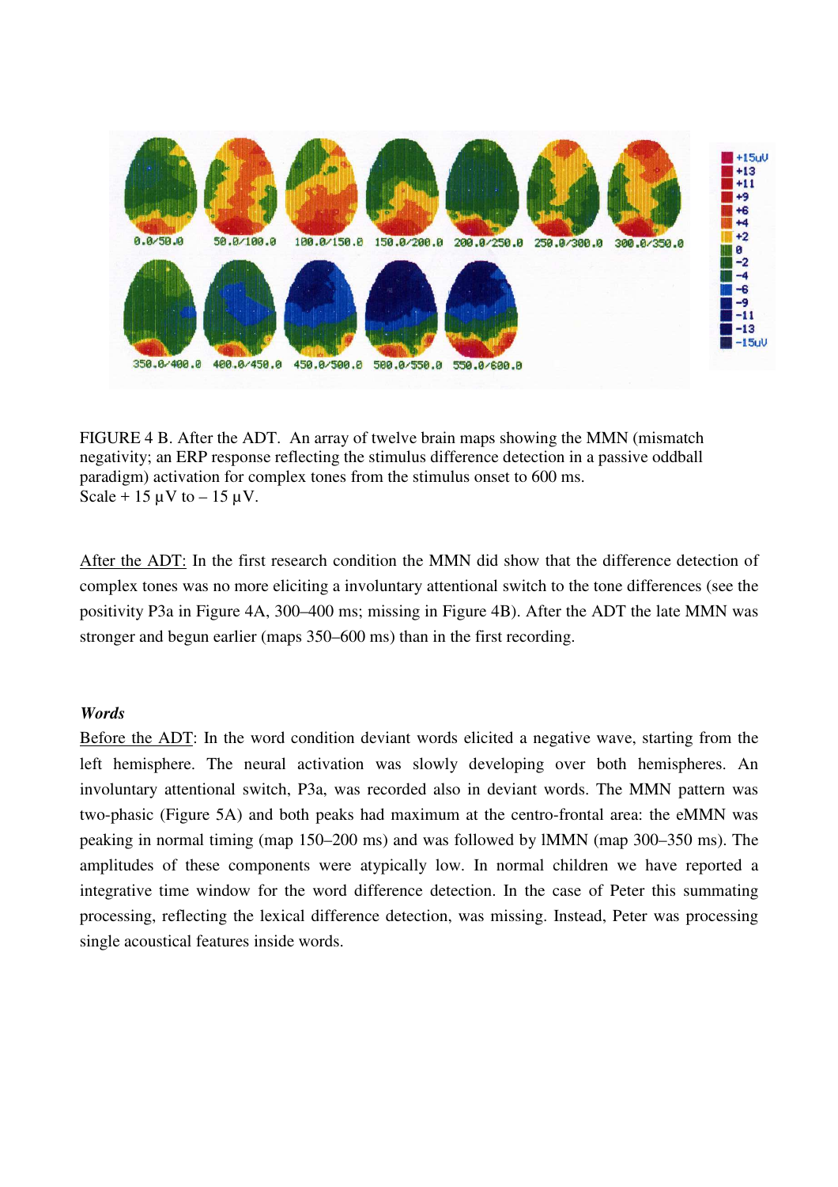FIGURE 4 B. After the ADT. An array of twelve brain maps showing the MMN (mismatch negativity; an ERP response reflecting the stimulus difference detection in a passive oddball paradigm) activation for complex tones from the stimulus onset to 600 ms.
Scale + 15 μV to – 15 μV.

After the ADT: In the first research condition the MMN did show that the difference detection of complex tones was no more eliciting a involuntary attentional switch to the tone differences (see the positivity P3a in Figure 4A, 300–400 ms; missing in Figure 4B). After the ADT the late MMN was stronger and begun earlier (maps 350–600 ms) than in the first recording.

***Words***

Before the ADT: In the word condition deviant words elicited a negative wave, starting from the left hemisphere. The neural activation was slowly developing over both hemispheres. An involuntary attentional switch, P3a, was recorded also in deviant words. The MMN pattern was two-phasic (Figure 5A) and both peaks had maximum at the centro-frontal area: the eMMN was peaking in normal timing (map 150–200 ms) and was followed by lMMN (map 300–350 ms). The amplitudes of these components were atypically low. In normal children we have reported a integrative time window for the word difference detection. In the case of Peter this summating processing, reflecting the lexical difference detection, was missing. Instead, Peter was processing single acoustical features inside words.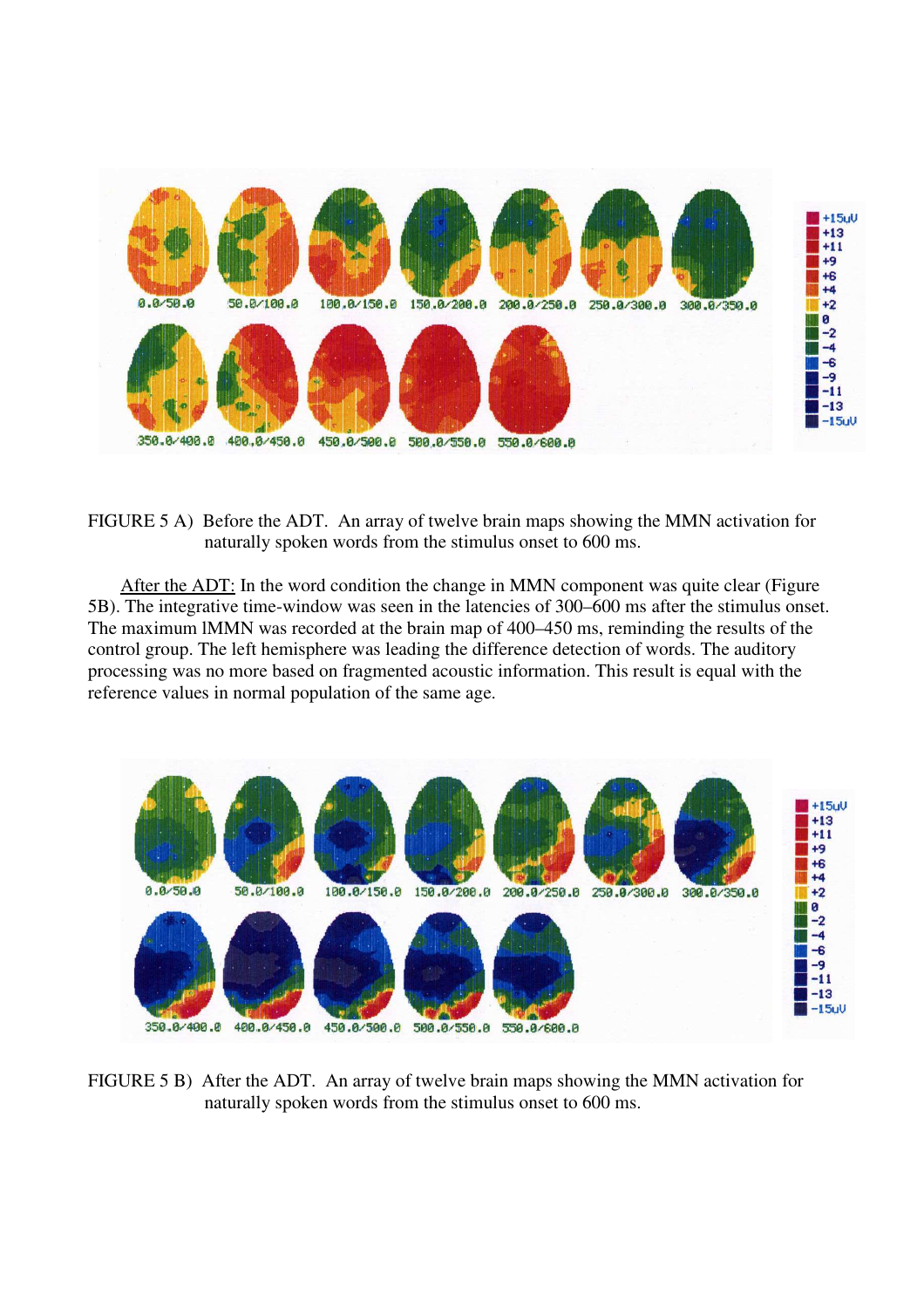FIGURE 5 A) Before the ADT. An array of twelve brain maps showing the MMN activation for naturally spoken words from the stimulus onset to 600 ms.

<u>After the ADT:</u> In the word condition the change in MMN component was quite clear (Figure 5B). The integrative time-window was seen in the latencies of 300–600 ms after the stimulus onset. The maximum lMMN was recorded at the brain map of 400–450 ms, reminding the results of the control group. The left hemisphere was leading the difference detection of words. The auditory processing was no more based on fragmented acoustic information. This result is equal with the reference values in normal population of the same age.

FIGURE 5 B) After the ADT. An array of twelve brain maps showing the MMN activation for naturally spoken words from the stimulus onset to 600 ms.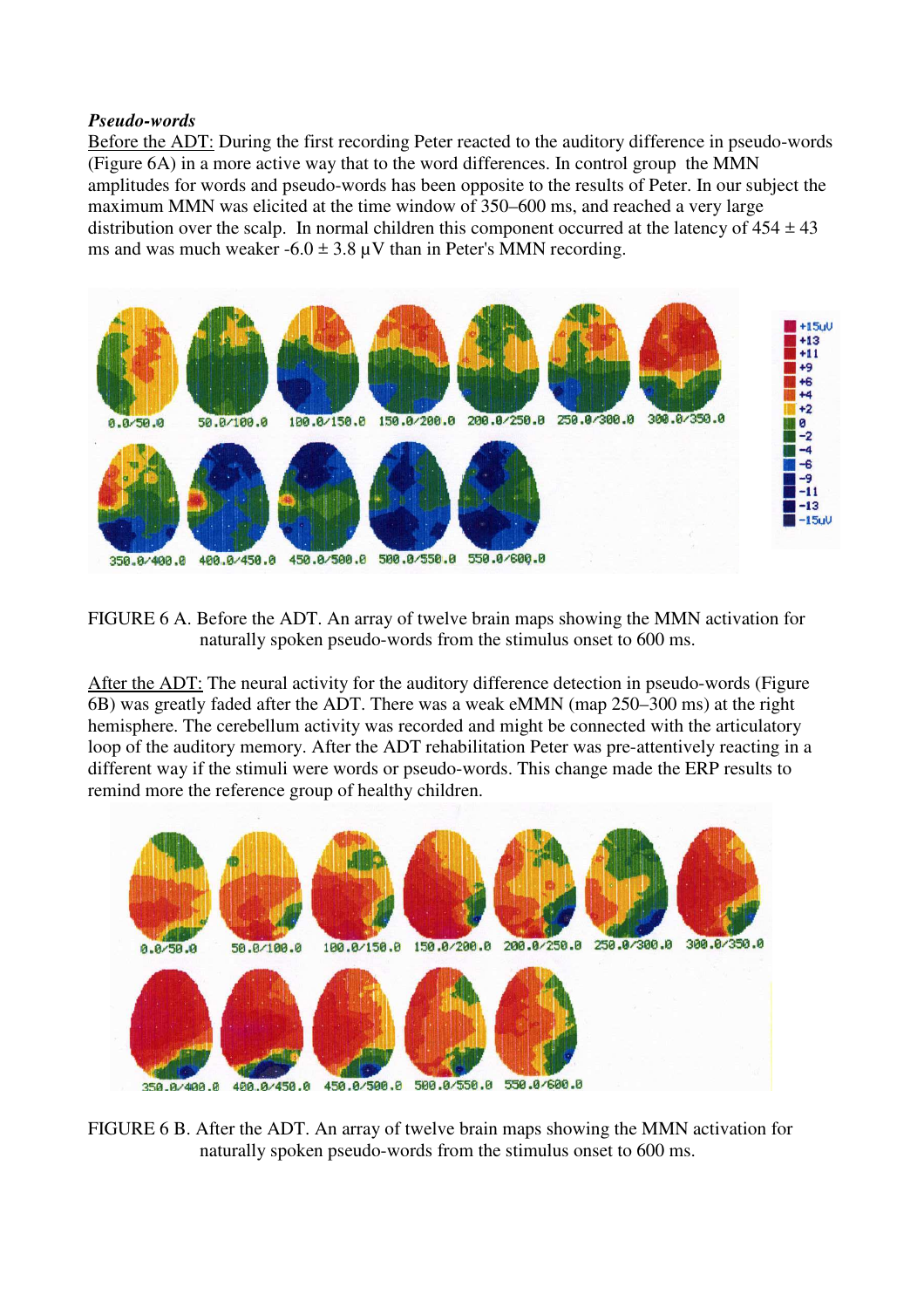***Pseudo-words***

Before the ADT: During the first recording Peter reacted to the auditory difference in pseudo-words (Figure 6A) in a more active way that to the word differences. In control group the MMN amplitudes for words and pseudo-words has been opposite to the results of Peter. In our subject the maximum MMN was elicited at the time window of 350–600 ms, and reached a very large distribution over the scalp. In normal children this component occurred at the latency of 454 ± 43 ms and was much weaker -6.0 ± 3.8 µV than in Peter's MMN recording.

0.0/50.0
50.0/100.0
100.0/150.0
150.0/200.0
200.0/250.0
250.0/300.0
300.0/350.0
350.0/400.0
400.0/450.0
450.0/500.0
500.0/550.0
550.0/600.0

+15uV
+13
+11
+9
+6
+4
+2
0
-2
-4
-6
-9
-11
-13
-15uV

FIGURE 6 A. Before the ADT. An array of twelve brain maps showing the MMN activation for naturally spoken pseudo-words from the stimulus onset to 600 ms.

After the ADT: The neural activity for the auditory difference detection in pseudo-words (Figure 6B) was greatly faded after the ADT. There was a weak eMMN (map 250–300 ms) at the right hemisphere. The cerebellum activity was recorded and might be connected with the articulatory loop of the auditory memory. After the ADT rehabilitation Peter was pre-attentively reacting in a different way if the stimuli were words or pseudo-words. This change made the ERP results to remind more the reference group of healthy children.

0.0/50.0
50.0/100.0
100.0/150.0
150.0/200.0
200.0/250.0
250.0/300.0
300.0/350.0
350.0/400.0
400.0/450.0
450.0/500.0
500.0/550.0
550.0/600.0

FIGURE 6 B. After the ADT. An array of twelve brain maps showing the MMN activation for naturally spoken pseudo-words from the stimulus onset to 600 ms.